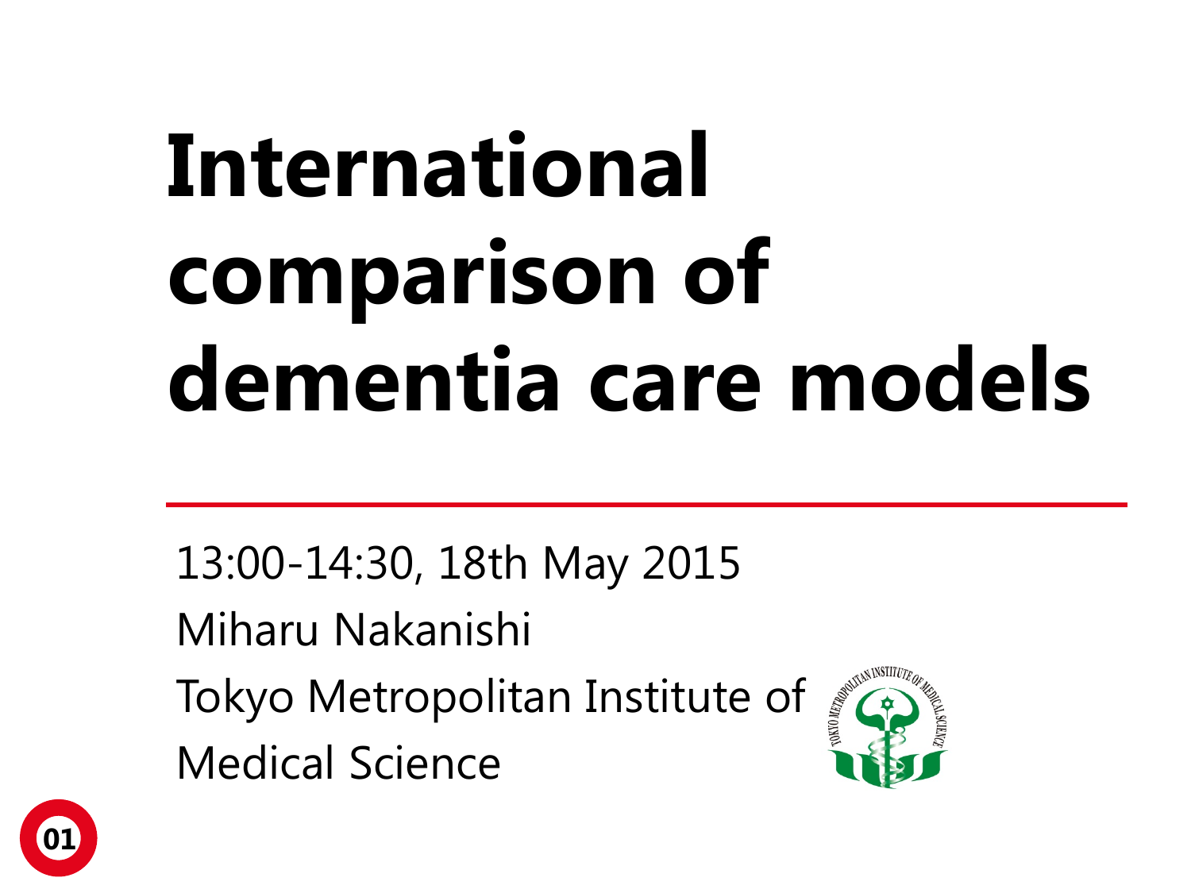# International comparison of dementia care models

13:00-14:30, 18th May 2015

Miharu Nakanishi

Tokyo Metropolitan Institute of Medical Science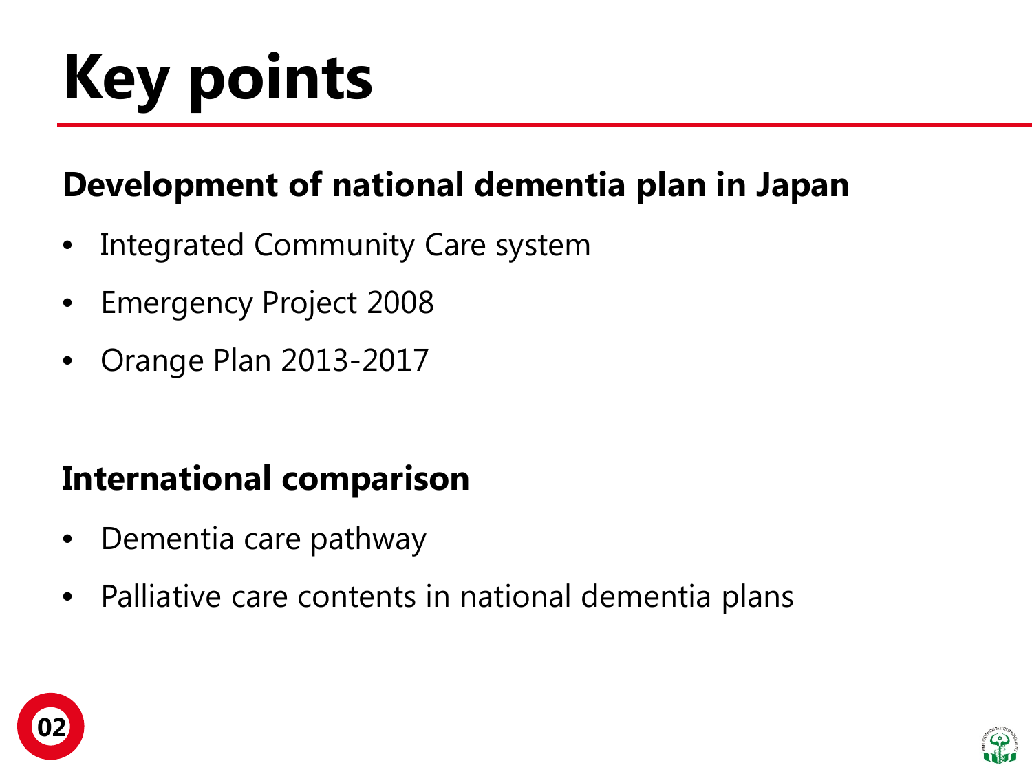# Key points

## Development of national dementia plan in Japan

- Integrated Community Care system
- Emergency Project 2008
- Orange Plan 2013-2017

## International comparison

- Dementia care pathway
- Palliative care contents in national dementia plans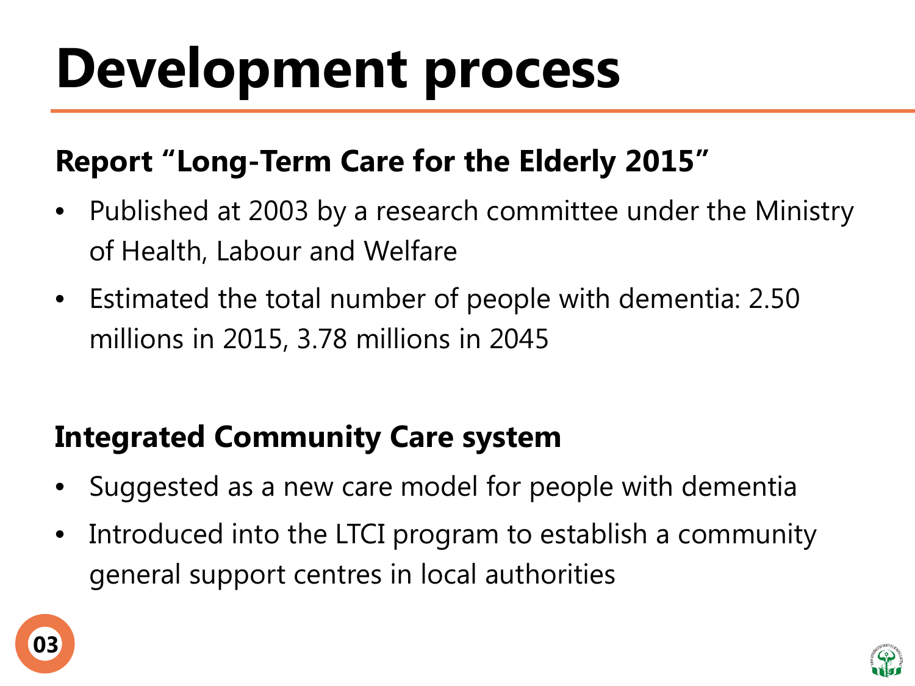# Development process

## Report "Long-Term Care for the Elderly 2015"

- Published at 2003 by a research committee under the Ministry of Health, Labour and Welfare
- Estimated the total number of people with dementia: 2.50 millions in 2015, 3.78 millions in 2045

## Integrated Community Care system

- Suggested as a new care model for people with dementia
- Introduced into the LTCI program to establish a community general support centres in local authorities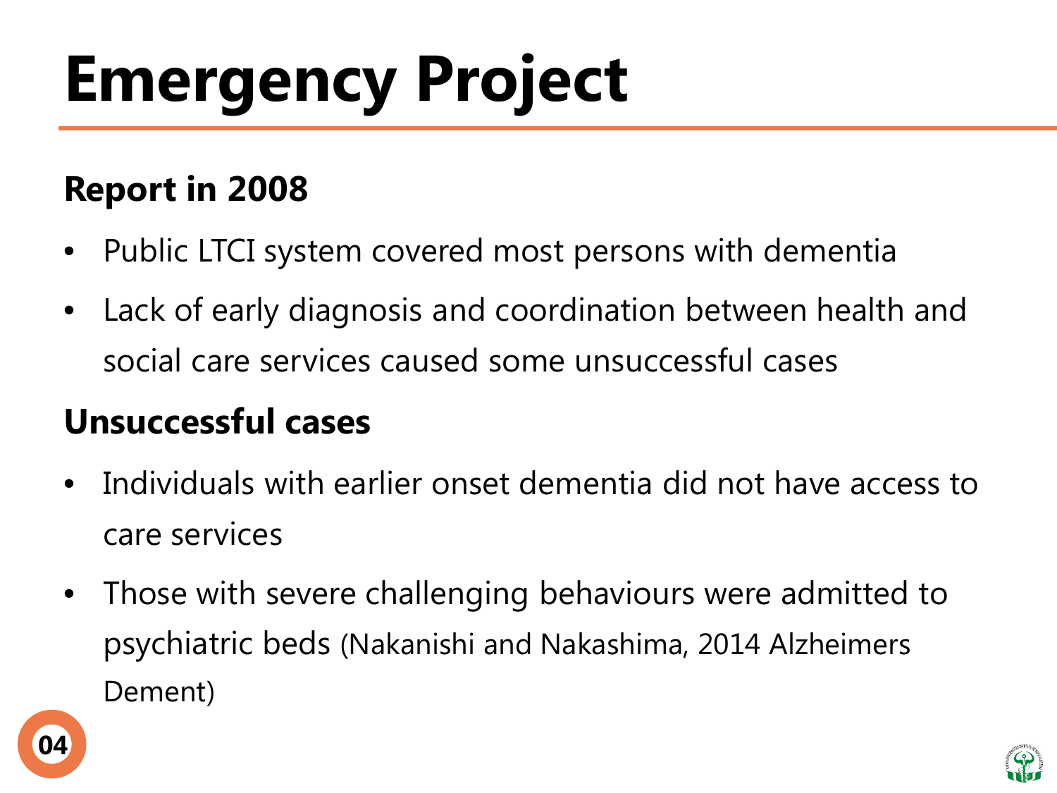# Emergency Project

## Report in 2008

- Public LTCI system covered most persons with dementia
- Lack of early diagnosis and coordination between health and social care services caused some unsuccessful cases

## Unsuccessful cases

- Individuals with earlier onset dementia did not have access to care services
- Those with severe challenging behaviours were admitted to psychiatric beds (Nakanishi and Nakashima, 2014 Alzheimers Dement)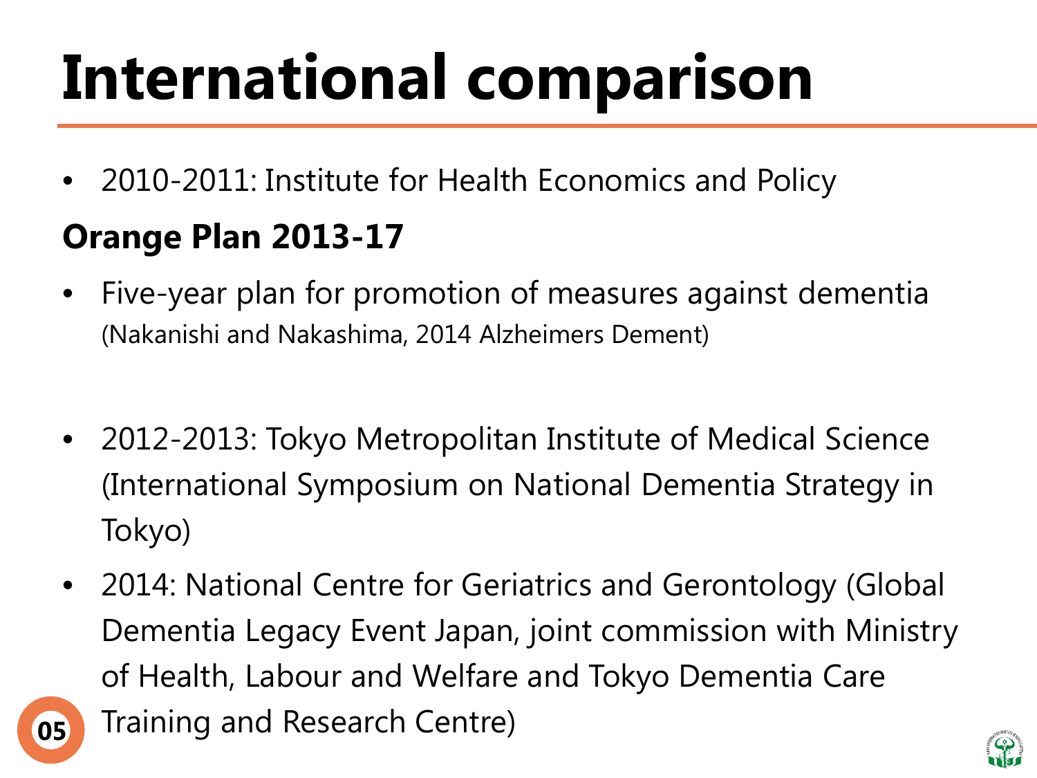# International comparison

- 2010-2011: Institute for Health Economics and Policy

**Orange Plan 2013-17**

- Five-year plan for promotion of measures against dementia (Nakanishi and Nakashima, 2014 Alzheimers Dement)

- 2012-2013: Tokyo Metropolitan Institute of Medical Science (International Symposium on National Dementia Strategy in Tokyo)
- 2014: National Centre for Geriatrics and Gerontology (Global Dementia Legacy Event Japan, joint commission with Ministry of Health, Labour and Welfare and Tokyo Dementia Care Training and Research Centre)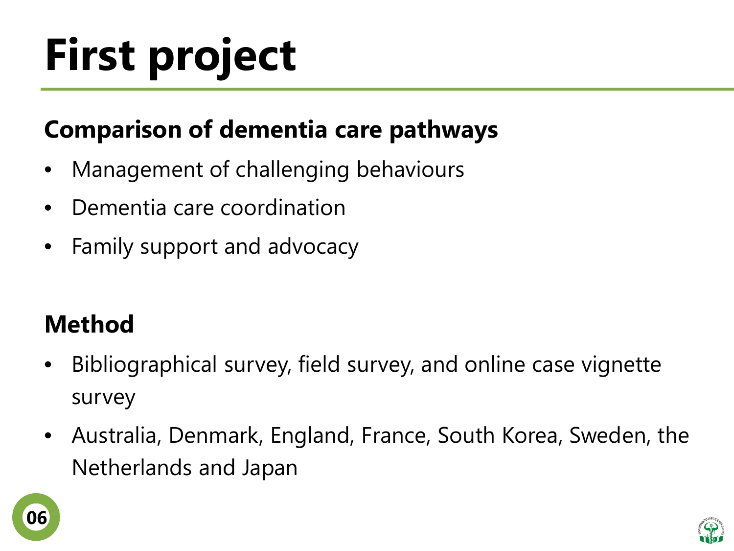# First project

## Comparison of dementia care pathways

- Management of challenging behaviours
- Dementia care coordination
- Family support and advocacy

## Method

- Bibliographical survey, field survey, and online case vignette survey
- Australia, Denmark, England, France, South Korea, Sweden, the Netherlands and Japan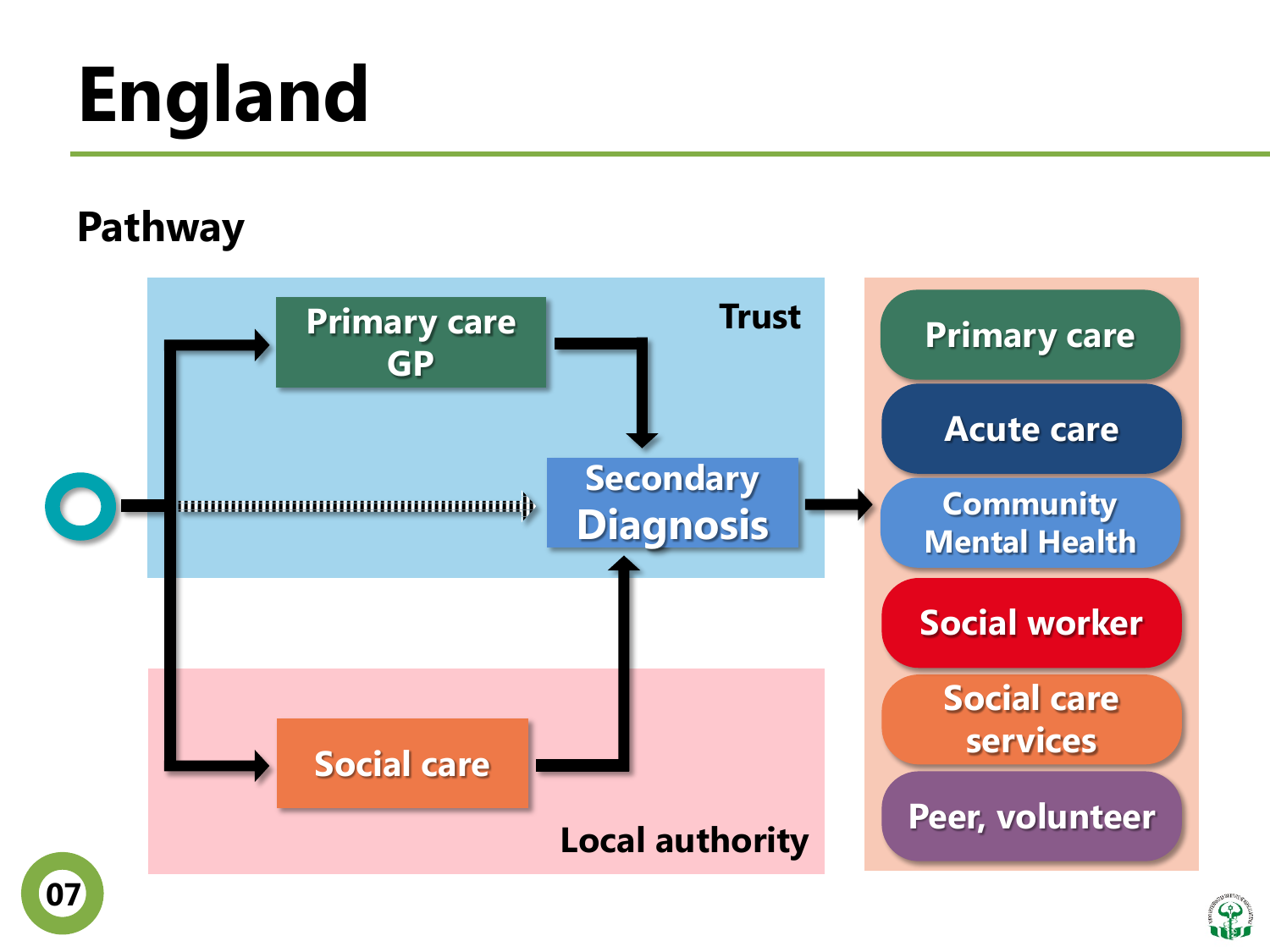# England

## Pathway

Trust

Primary care GP

Secondary Diagnosis

Social care

Local authority

- Primary care
- Acute care
- Community Mental Health
- Social worker
- Social care services
- Peer, volunteer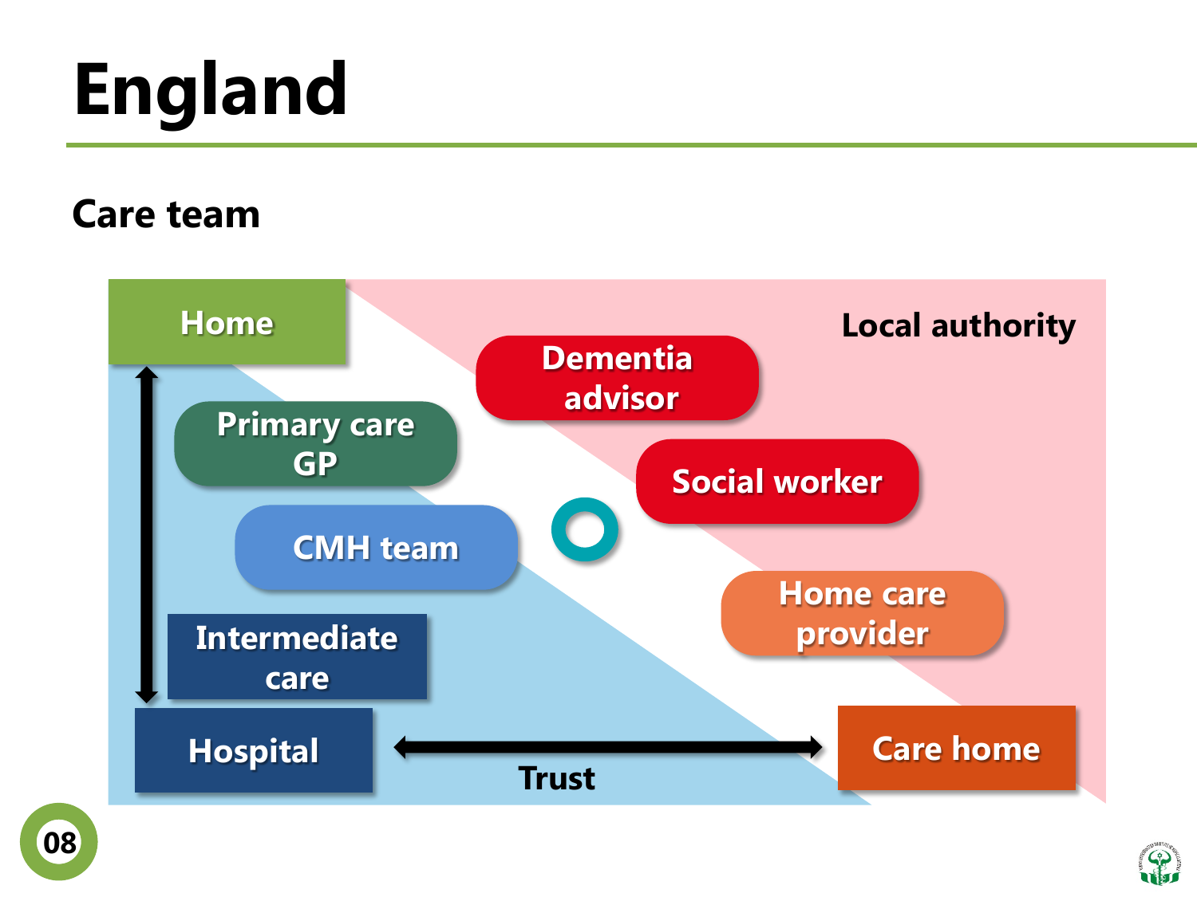# England

## Care team

Home

Local authority

Dementia advisor

Primary care GP

Social worker

CMH team

Home care provider

Intermediate care

Hospital

Care home

Trust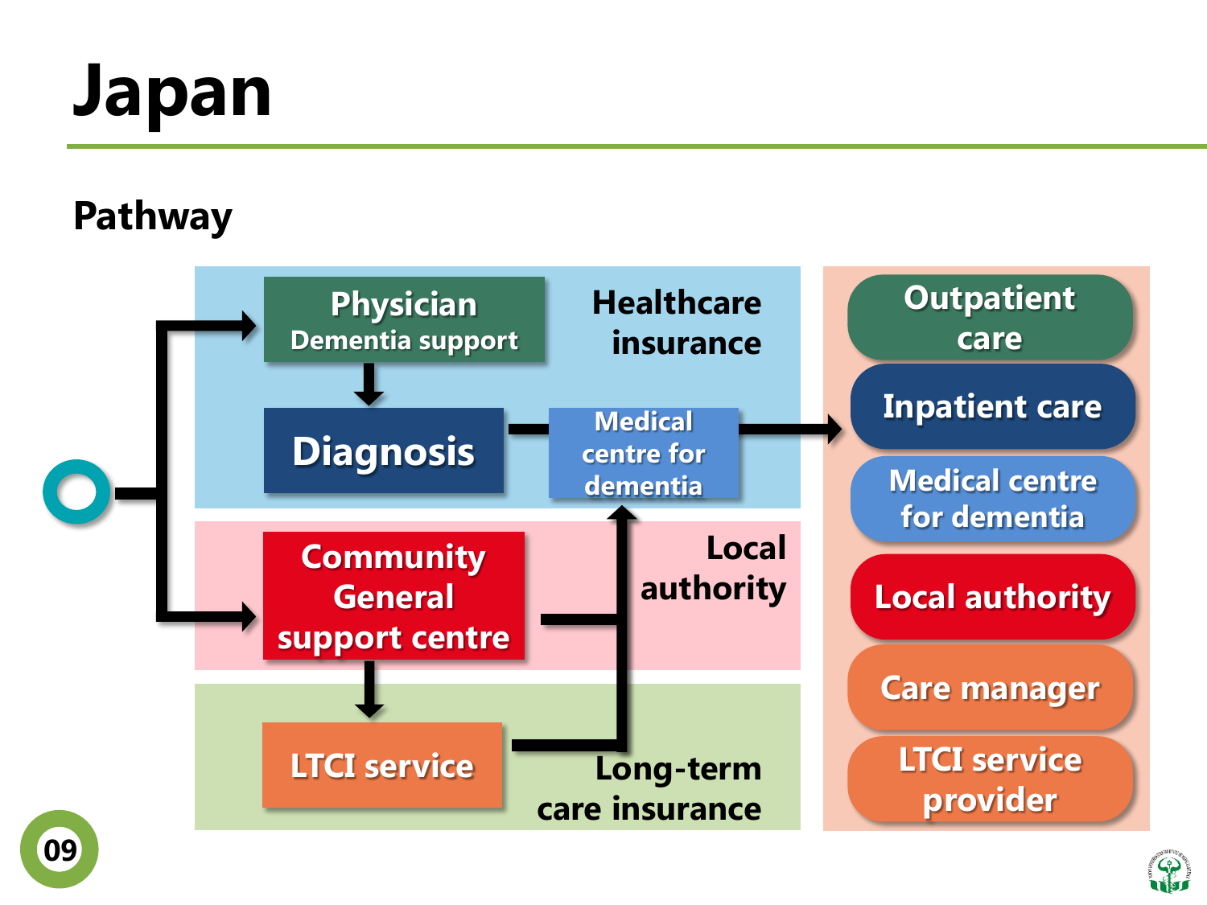# Japan

## Pathway

**Healthcare insurance**

- Physician
  - Dementia support
- Diagnosis
- Medical centre for dementia

**Local authority**

- Community General support centre

**Long-term care insurance**

- LTCI service

**Outcomes:**

- Outpatient care
- Inpatient care
- Medical centre for dementia
- Local authority
- Care manager
- LTCI service provider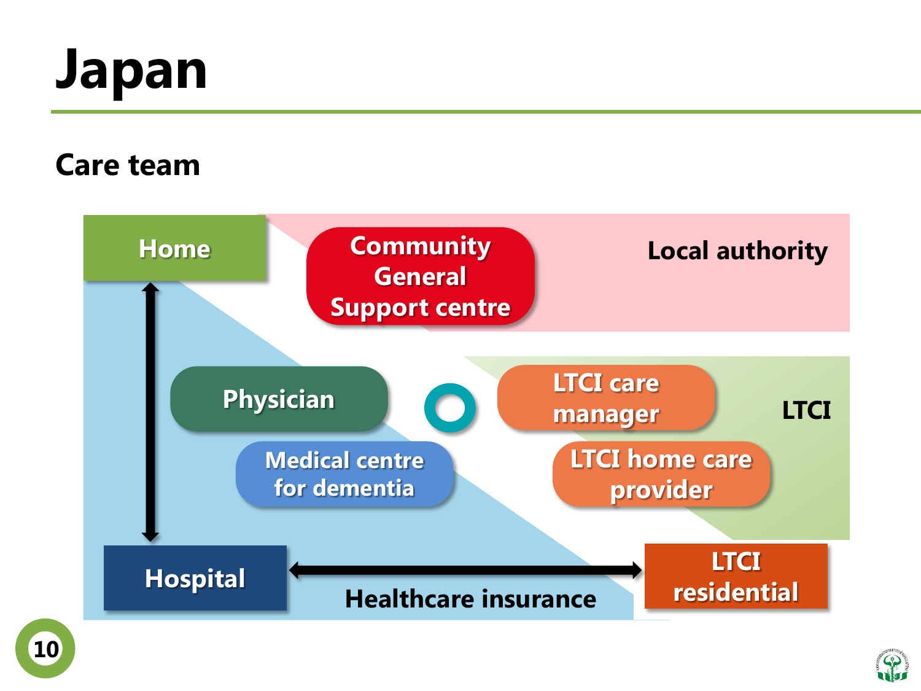# Japan

## Care team

Home

Community General Support centre

Local authority

Physician

Medical centre for dementia

LTCI care manager

LTCI home care provider

LTCI

Hospital

Healthcare insurance

LTCI residential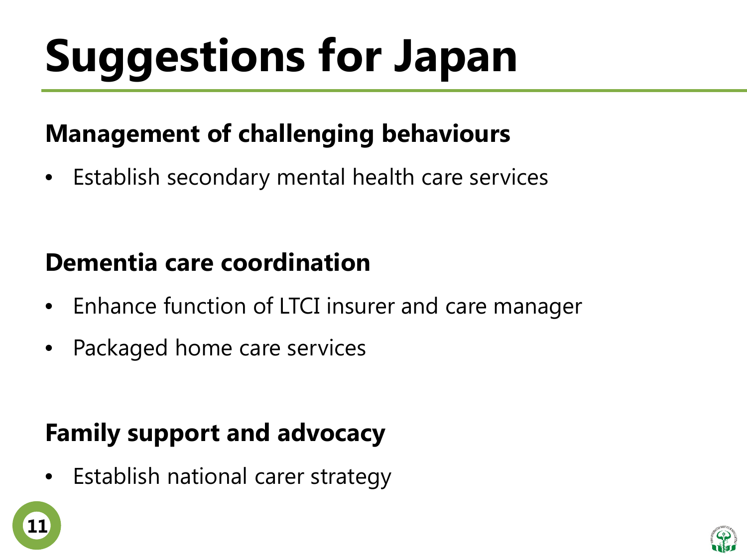# Suggestions for Japan

## Management of challenging behaviours

- Establish secondary mental health care services

## Dementia care coordination

- Enhance function of LTCI insurer and care manager
- Packaged home care services

## Family support and advocacy

- Establish national carer strategy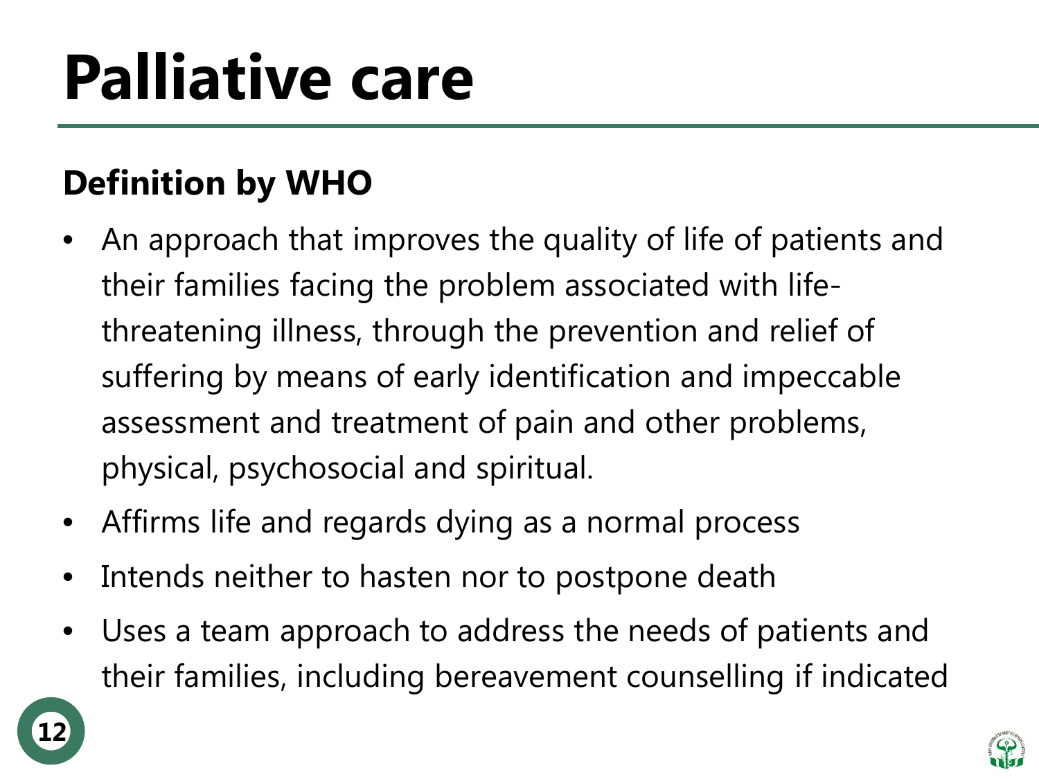# Palliative care

## Definition by WHO

- An approach that improves the quality of life of patients and their families facing the problem associated with life-threatening illness, through the prevention and relief of suffering by means of early identification and impeccable assessment and treatment of pain and other problems, physical, psychosocial and spiritual.
- Affirms life and regards dying as a normal process
- Intends neither to hasten nor to postpone death
- Uses a team approach to address the needs of patients and their families, including bereavement counselling if indicated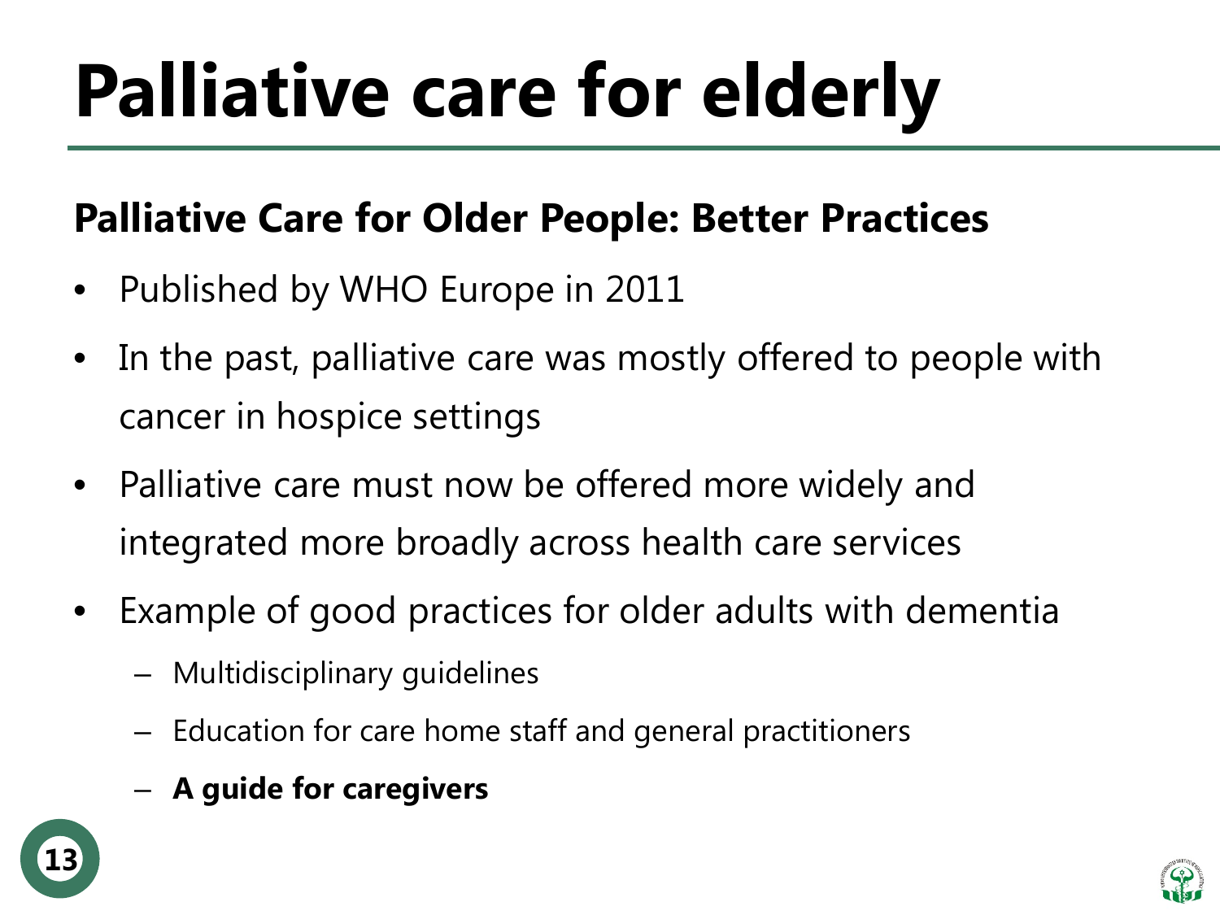# Palliative care for elderly

## Palliative Care for Older People: Better Practices

- Published by WHO Europe in 2011
- In the past, palliative care was mostly offered to people with cancer in hospice settings
- Palliative care must now be offered more widely and integrated more broadly across health care services
- Example of good practices for older adults with dementia
  - Multidisciplinary guidelines
  - Education for care home staff and general practitioners
  - **A guide for caregivers**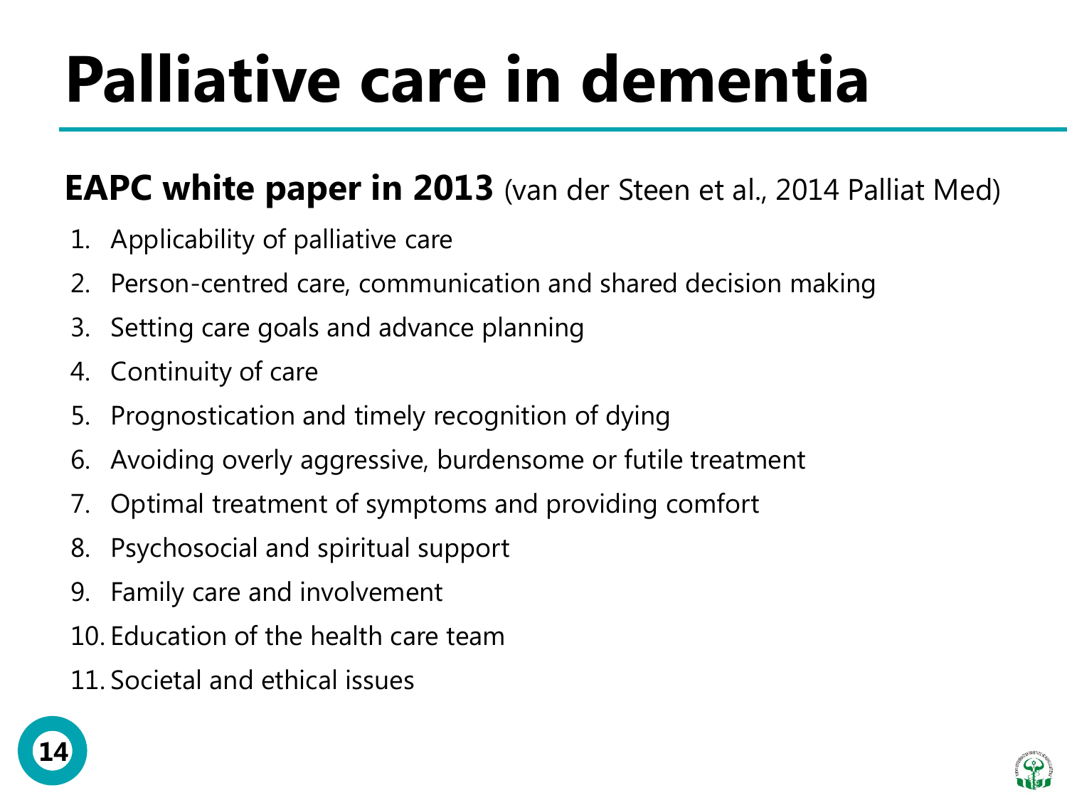# Palliative care in dementia

**EAPC white paper in 2013** (van der Steen et al., 2014 Palliat Med)

1. Applicability of palliative care
2. Person-centred care, communication and shared decision making
3. Setting care goals and advance planning
4. Continuity of care
5. Prognostication and timely recognition of dying
6. Avoiding overly aggressive, burdensome or futile treatment
7. Optimal treatment of symptoms and providing comfort
8. Psychosocial and spiritual support
9. Family care and involvement
10. Education of the health care team
11. Societal and ethical issues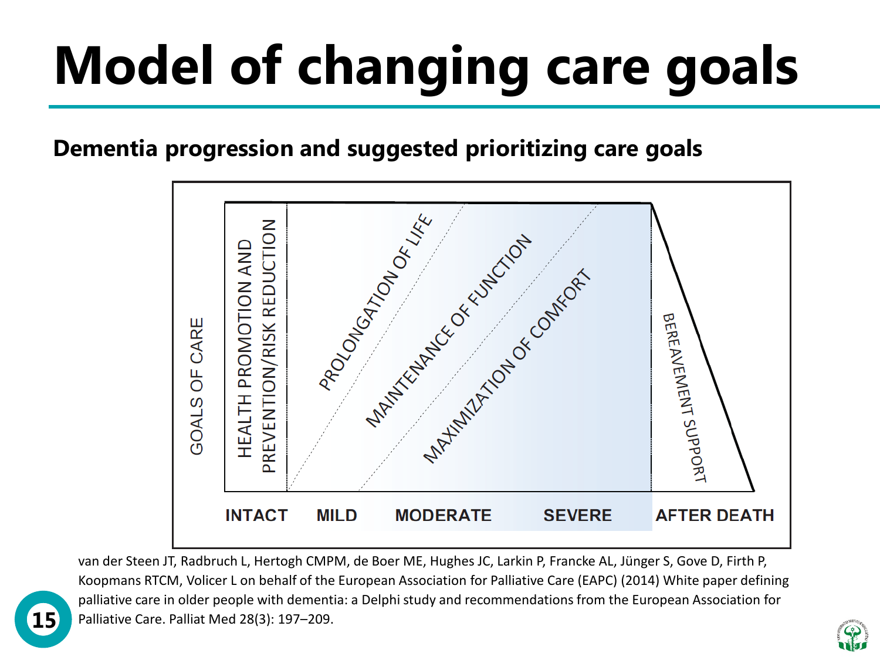# Model of changing care goals

**Dementia progression and suggested prioritizing care goals**

GOALS OF CARE

HEALTH PROMOTION AND PREVENTION/RISK REDUCTION

PROLONGATION OF LIFE

MAINTENANCE OF FUNCTION

MAXIMIZATION OF COMFORT

BEREAVEMENT SUPPORT

INTACT MILD MODERATE SEVERE AFTER DEATH

van der Steen JT, Radbruch L, Hertogh CMPM, de Boer ME, Hughes JC, Larkin P, Francke AL, Jünger S, Gove D, Firth P, Koopmans RTCM, Volicer L on behalf of the European Association for Palliative Care (EAPC) (2014) White paper defining palliative care in older people with dementia: a Delphi study and recommendations from the European Association for Palliative Care. Palliat Med 28(3): 197–209.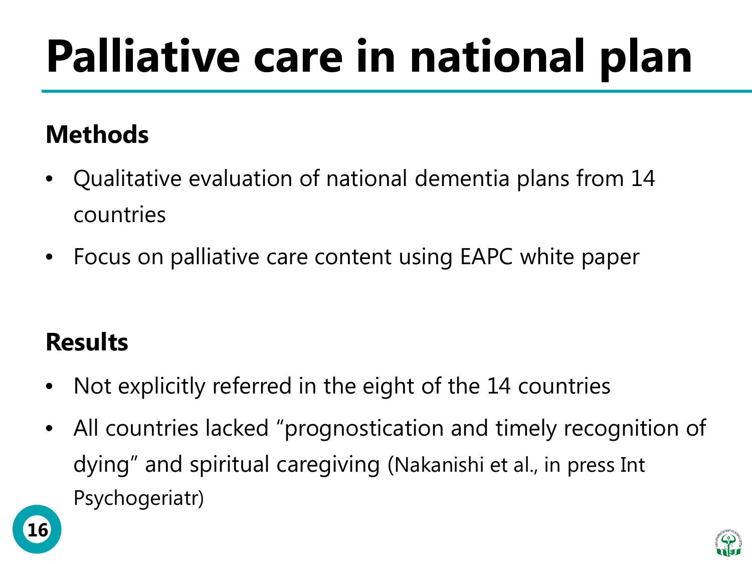# Palliative care in national plan

## Methods

- Qualitative evaluation of national dementia plans from 14 countries
- Focus on palliative care content using EAPC white paper

## Results

- Not explicitly referred in the eight of the 14 countries
- All countries lacked "prognostication and timely recognition of dying" and spiritual caregiving (Nakanishi et al., in press Int Psychogeriatr)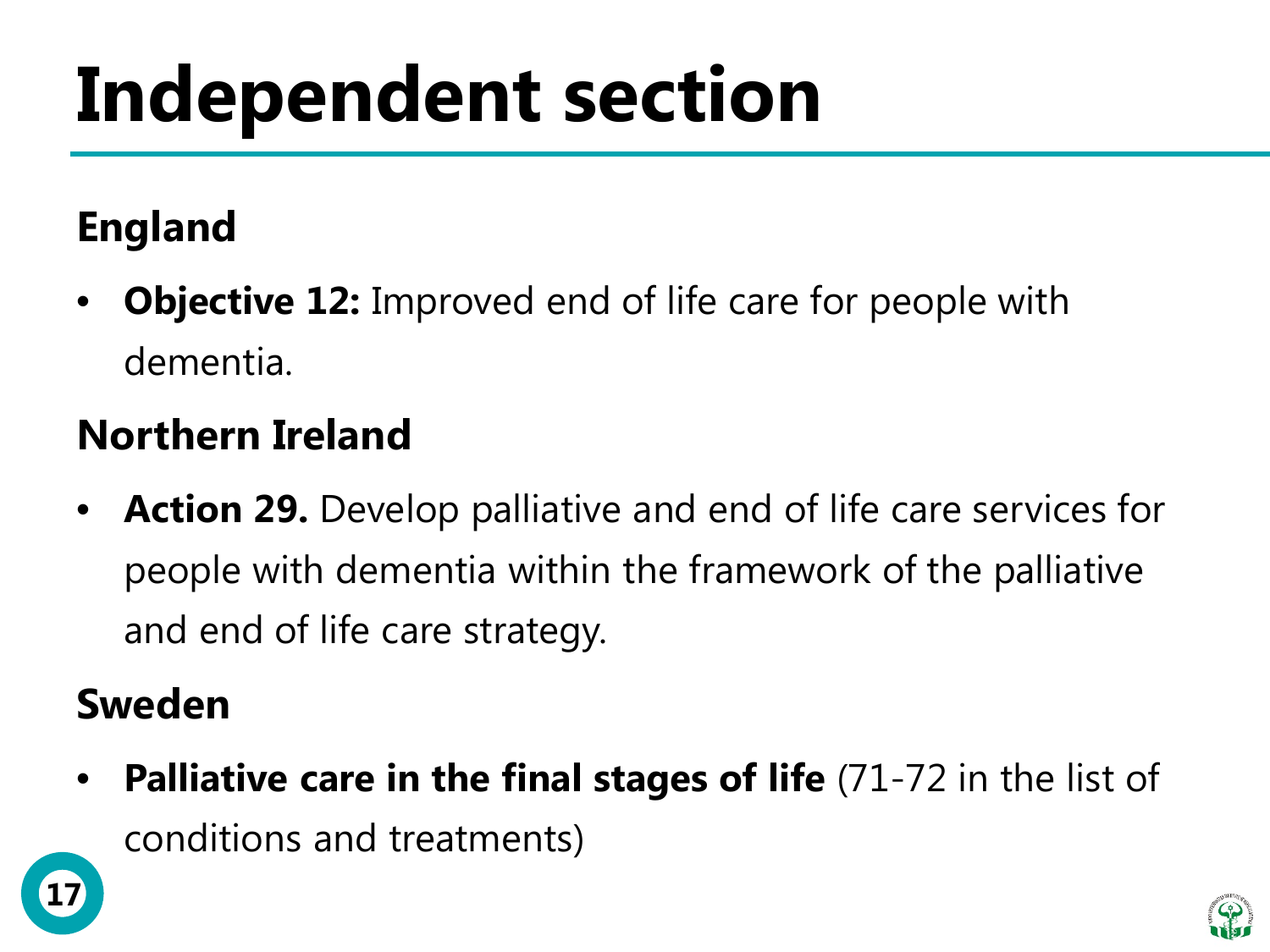# Independent section

## England

- **Objective 12:** Improved end of life care for people with dementia.

## Northern Ireland

- **Action 29.** Develop palliative and end of life care services for people with dementia within the framework of the palliative and end of life care strategy.

## Sweden

- **Palliative care in the final stages of life** (71-72 in the list of conditions and treatments)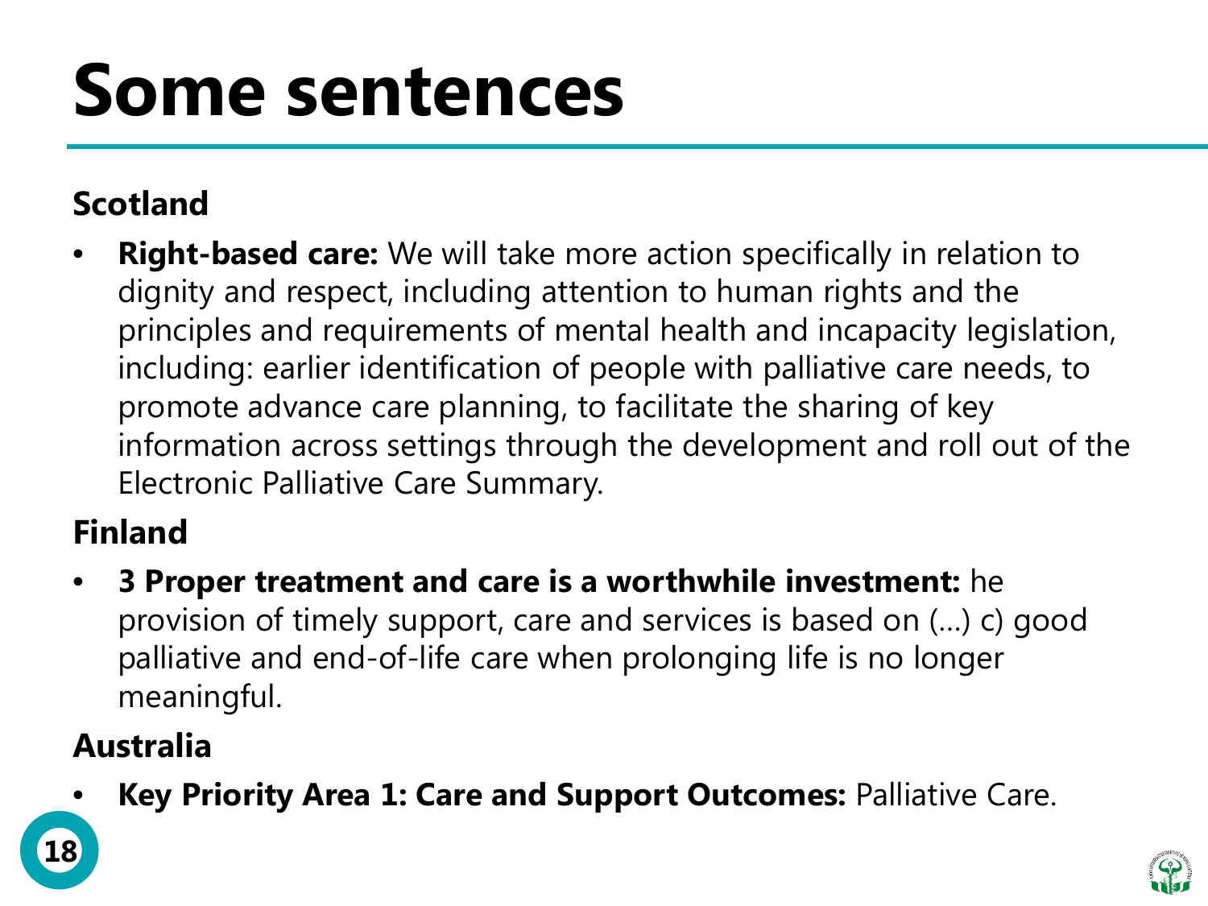# Some sentences

## Scotland

- **Right-based care:** We will take more action specifically in relation to dignity and respect, including attention to human rights and the principles and requirements of mental health and incapacity legislation, including: earlier identification of people with palliative care needs, to promote advance care planning, to facilitate the sharing of key information across settings through the development and roll out of the Electronic Palliative Care Summary.

## Finland

- **3 Proper treatment and care is a worthwhile investment:** he provision of timely support, care and services is based on (...) c) good palliative and end-of-life care when prolonging life is no longer meaningful.

## Australia

- **Key Priority Area 1: Care and Support Outcomes:** Palliative Care.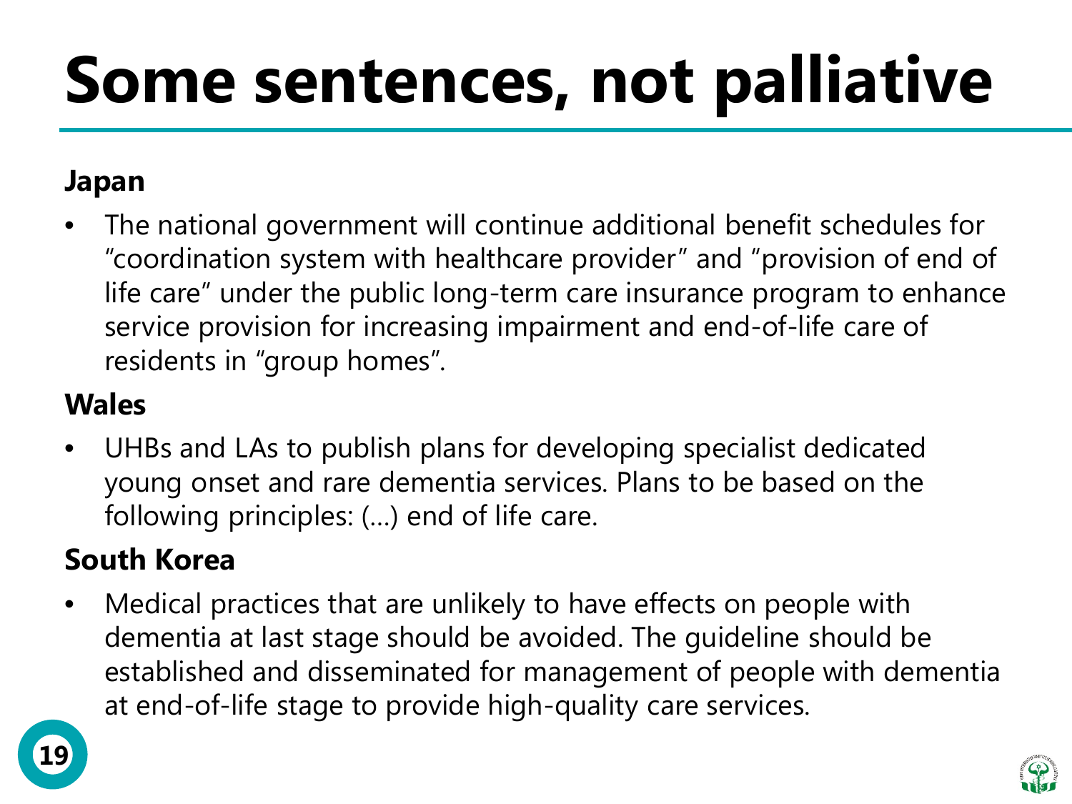# Some sentences, not palliative

**Japan**

- The national government will continue additional benefit schedules for "coordination system with healthcare provider" and "provision of end of life care" under the public long-term care insurance program to enhance service provision for increasing impairment and end-of-life care of residents in "group homes".

**Wales**

- UHBs and LAs to publish plans for developing specialist dedicated young onset and rare dementia services. Plans to be based on the following principles: (...) end of life care.

**South Korea**

- Medical practices that are unlikely to have effects on people with dementia at last stage should be avoided. The guideline should be established and disseminated for management of people with dementia at end-of-life stage to provide high-quality care services.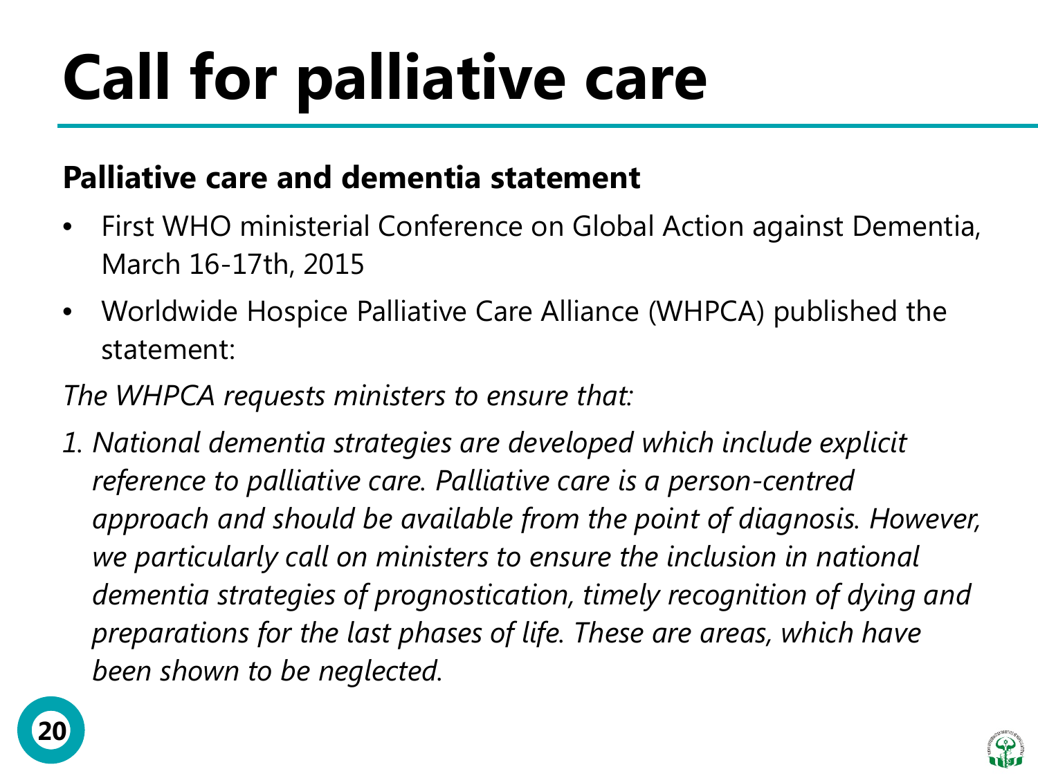# Call for palliative care

**Palliative care and dementia statement**

- First WHO ministerial Conference on Global Action against Dementia, March 16-17th, 2015
- Worldwide Hospice Palliative Care Alliance (WHPCA) published the statement:

*The WHPCA requests ministers to ensure that:*

1. *National dementia strategies are developed which include explicit reference to palliative care. Palliative care is a person-centred approach and should be available from the point of diagnosis. However, we particularly call on ministers to ensure the inclusion in national dementia strategies of prognostication, timely recognition of dying and preparations for the last phases of life. These are areas, which have been shown to be neglected.*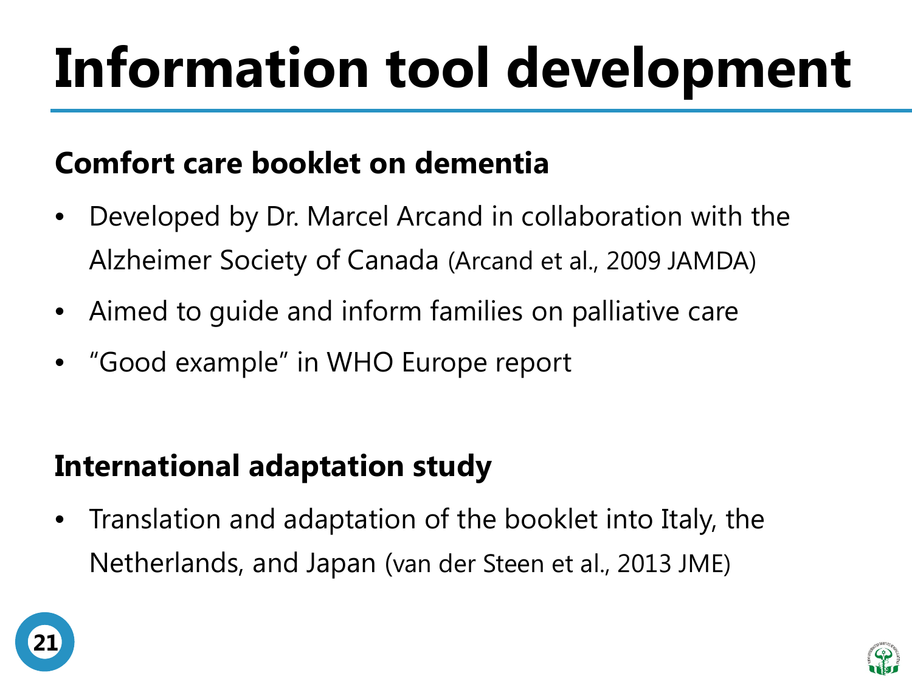# Information tool development

## Comfort care booklet on dementia

- Developed by Dr. Marcel Arcand in collaboration with the Alzheimer Society of Canada (Arcand et al., 2009 JAMDA)
- Aimed to guide and inform families on palliative care
- "Good example" in WHO Europe report

## International adaptation study

- Translation and adaptation of the booklet into Italy, the Netherlands, and Japan (van der Steen et al., 2013 JME)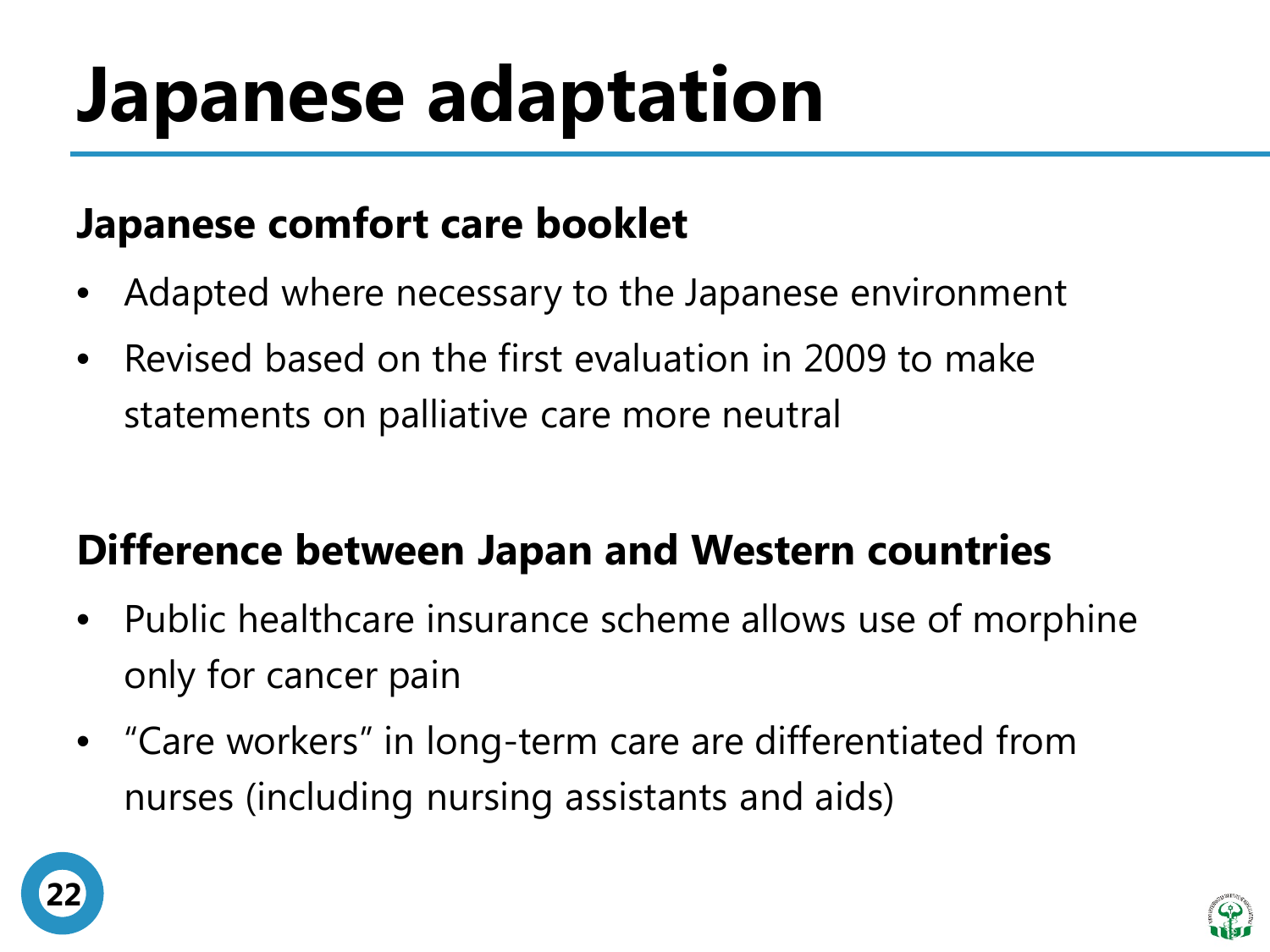# Japanese adaptation

## Japanese comfort care booklet

- Adapted where necessary to the Japanese environment
- Revised based on the first evaluation in 2009 to make statements on palliative care more neutral

## Difference between Japan and Western countries

- Public healthcare insurance scheme allows use of morphine only for cancer pain
- "Care workers" in long-term care are differentiated from nurses (including nursing assistants and aids)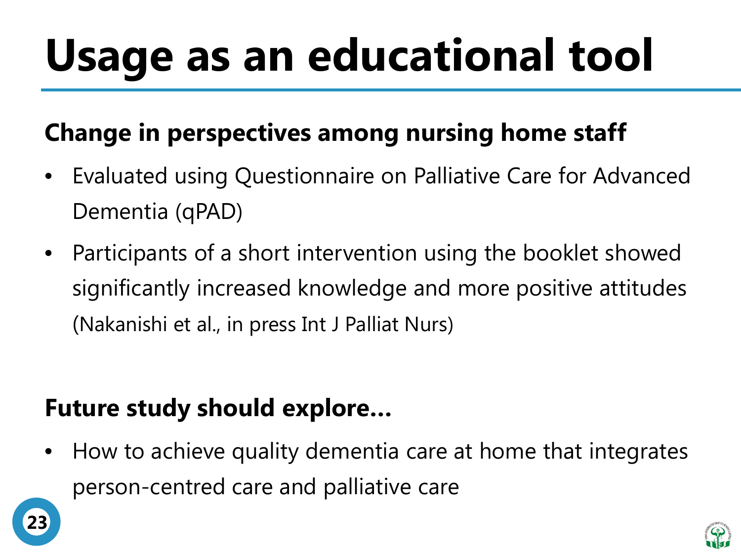# Usage as an educational tool

**Change in perspectives among nursing home staff**

- Evaluated using Questionnaire on Palliative Care for Advanced Dementia (qPAD)
- Participants of a short intervention using the booklet showed significantly increased knowledge and more positive attitudes (Nakanishi et al., in press Int J Palliat Nurs)

**Future study should explore…**

- How to achieve quality dementia care at home that integrates person-centred care and palliative care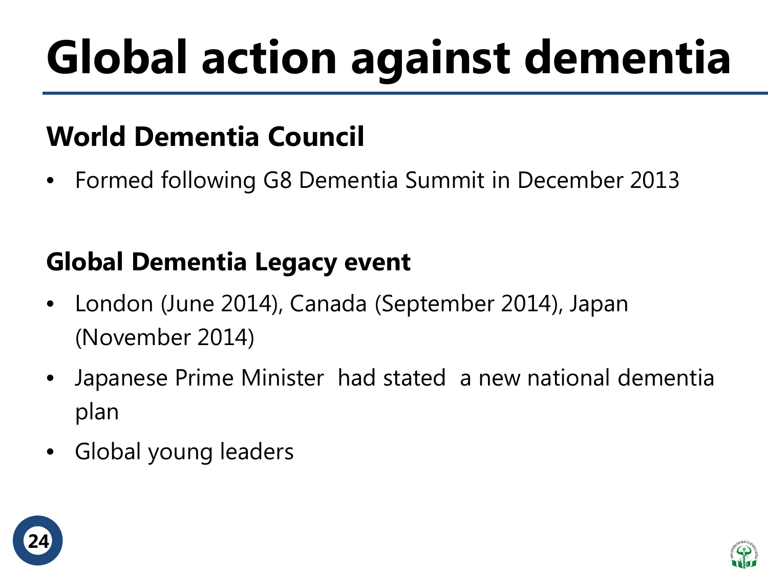# Global action against dementia

## World Dementia Council

- Formed following G8 Dementia Summit in December 2013

## Global Dementia Legacy event

- London (June 2014), Canada (September 2014), Japan (November 2014)
- Japanese Prime Minister had stated a new national dementia plan
- Global young leaders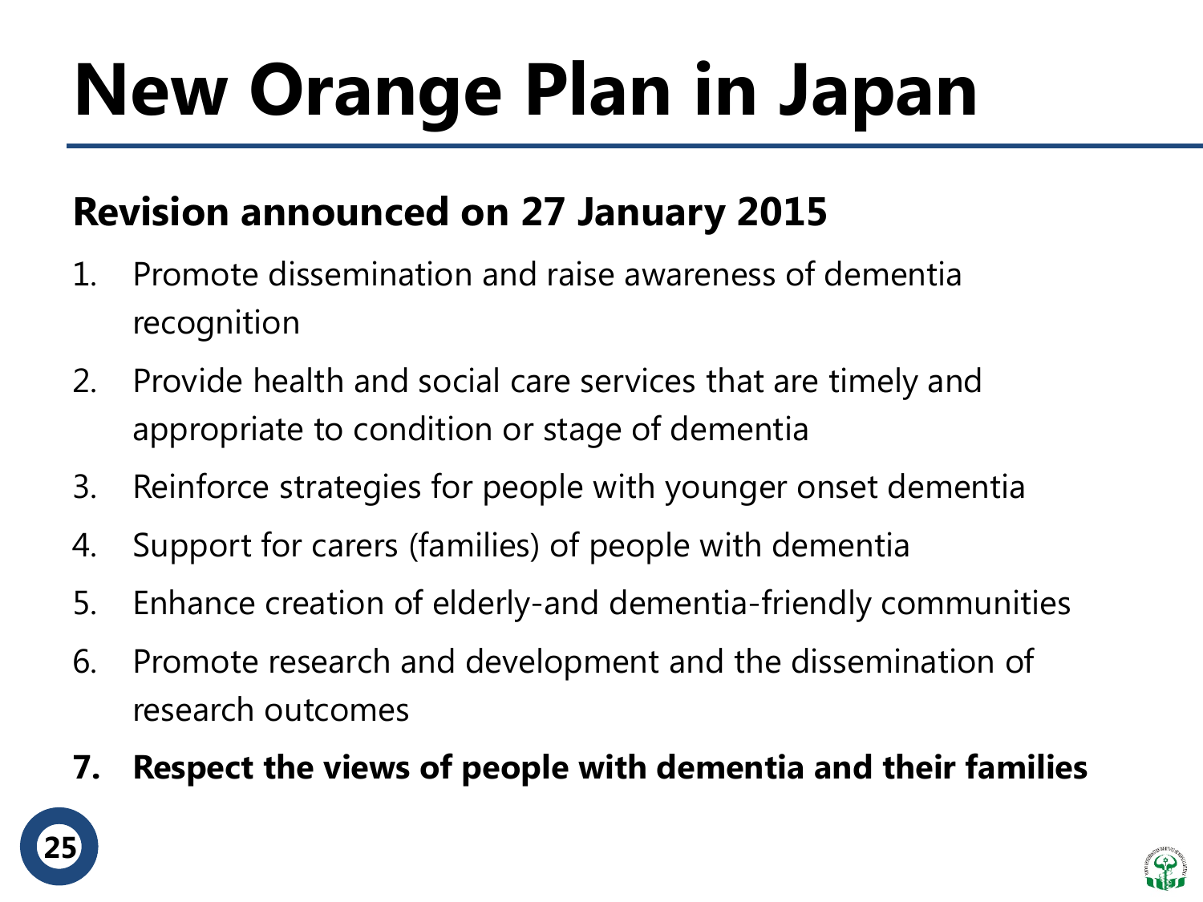# New Orange Plan in Japan

## Revision announced on 27 January 2015

1. Promote dissemination and raise awareness of dementia recognition
2. Provide health and social care services that are timely and appropriate to condition or stage of dementia
3. Reinforce strategies for people with younger onset dementia
4. Support for carers (families) of people with dementia
5. Enhance creation of elderly-and dementia-friendly communities
6. Promote research and development and the dissemination of research outcomes
7. **Respect the views of people with dementia and their families**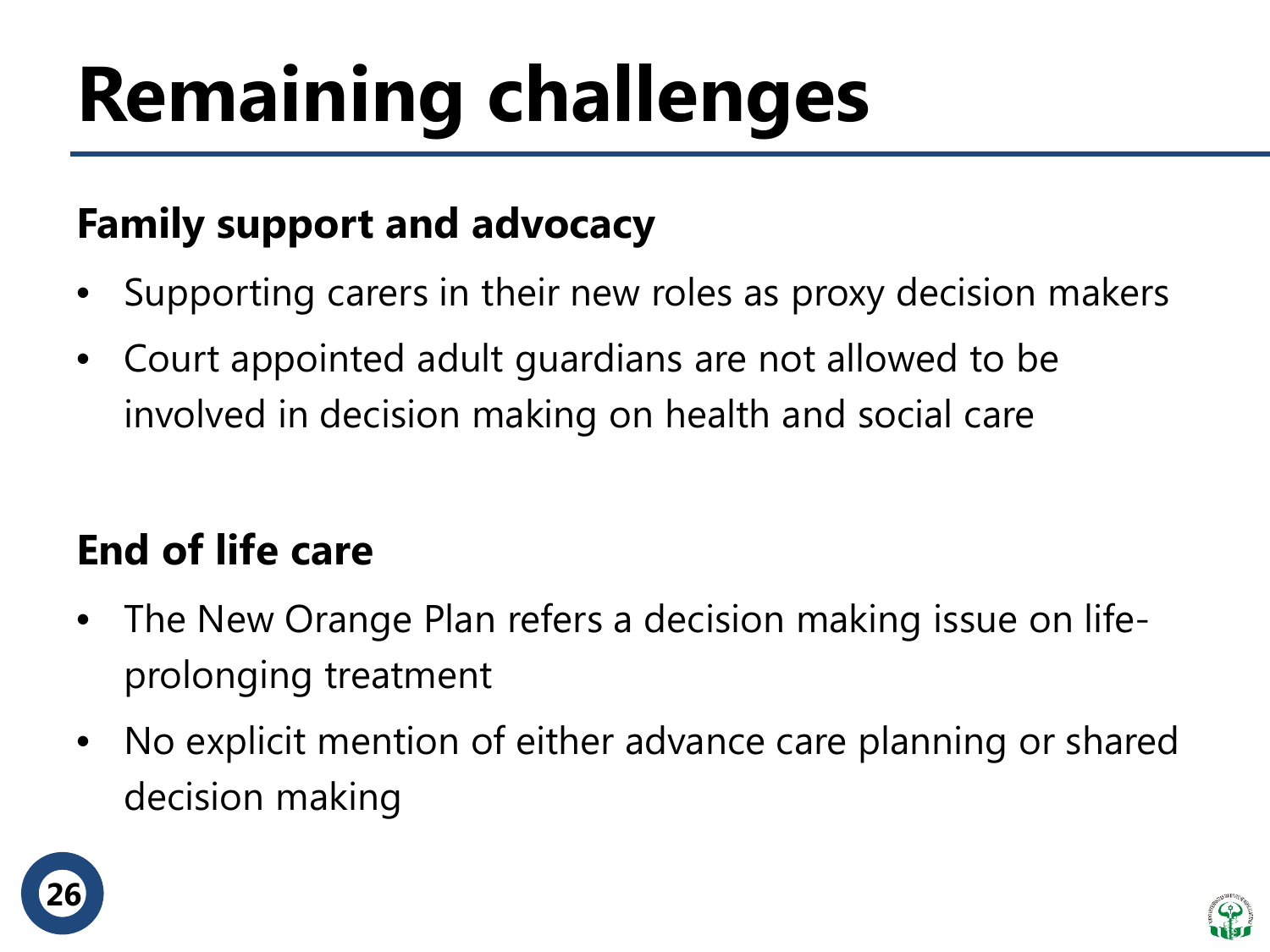# Remaining challenges

## Family support and advocacy

- Supporting carers in their new roles as proxy decision makers
- Court appointed adult guardians are not allowed to be involved in decision making on health and social care

## End of life care

- The New Orange Plan refers a decision making issue on life-prolonging treatment
- No explicit mention of either advance care planning or shared decision making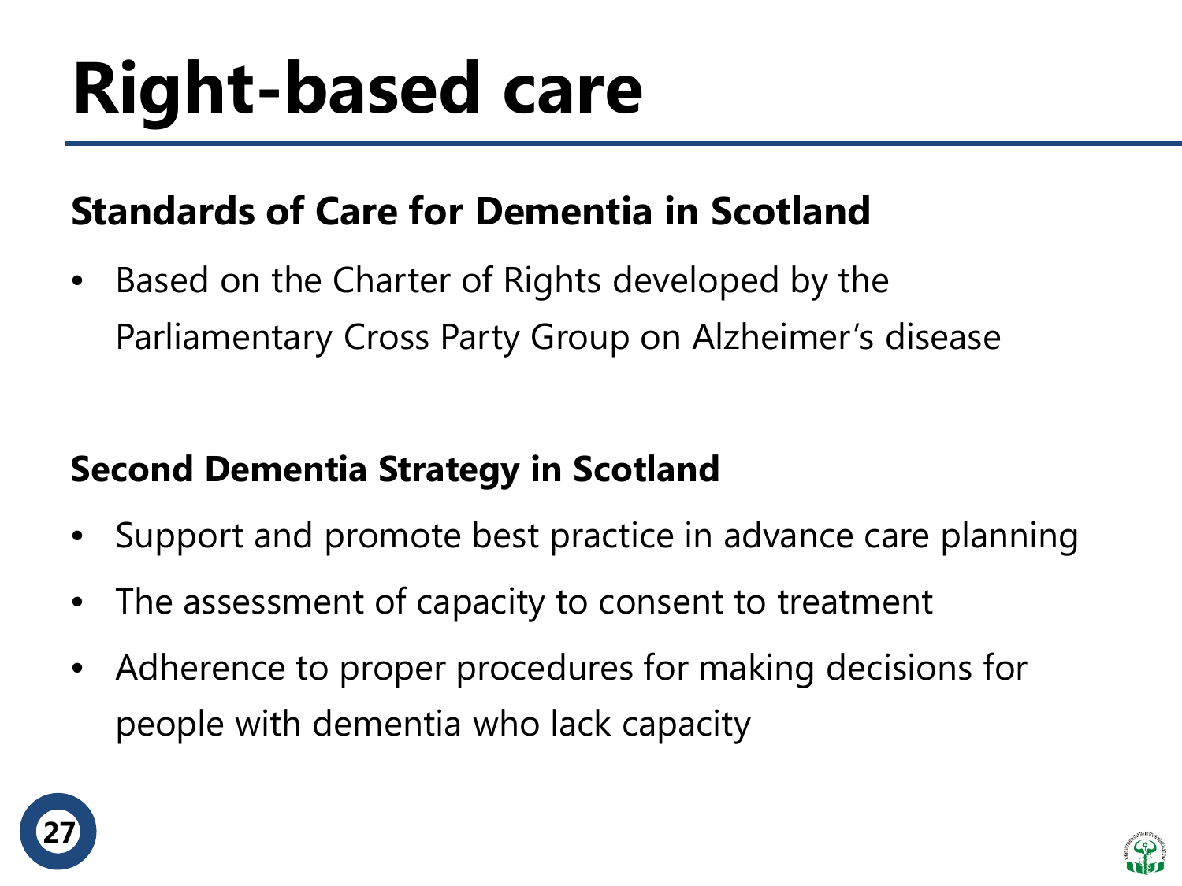# Right-based care

## Standards of Care for Dementia in Scotland

- Based on the Charter of Rights developed by the Parliamentary Cross Party Group on Alzheimer's disease

## Second Dementia Strategy in Scotland

- Support and promote best practice in advance care planning
- The assessment of capacity to consent to treatment
- Adherence to proper procedures for making decisions for people with dementia who lack capacity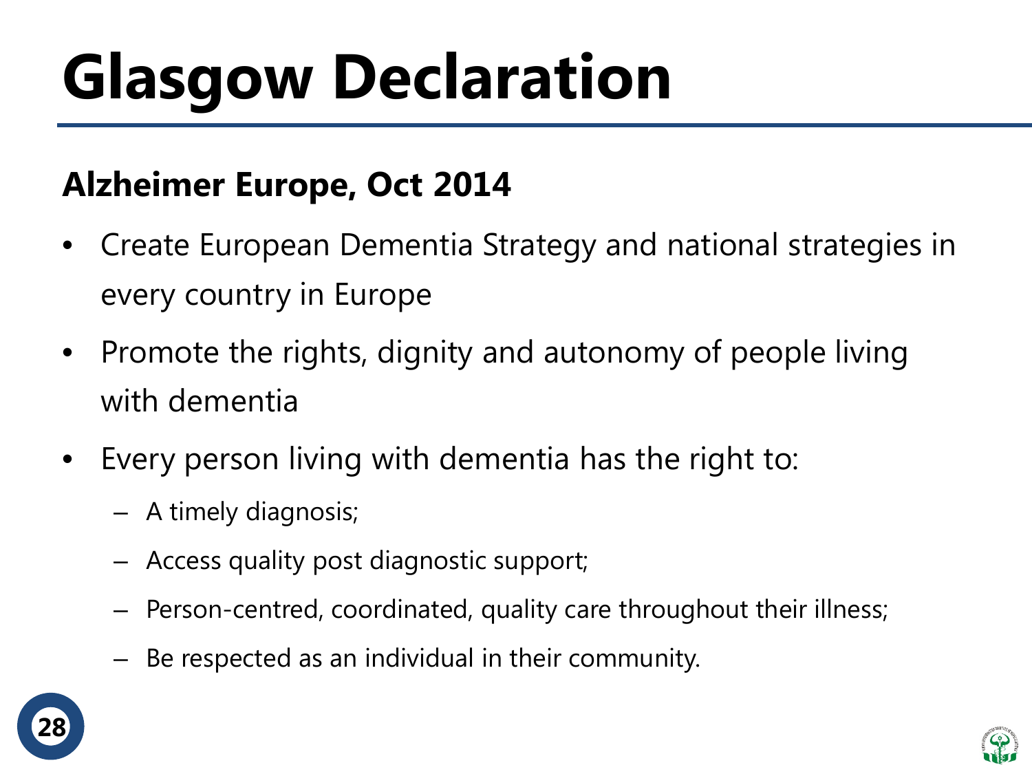# Glasgow Declaration

**Alzheimer Europe, Oct 2014**

- Create European Dementia Strategy and national strategies in every country in Europe
- Promote the rights, dignity and autonomy of people living with dementia
- Every person living with dementia has the right to:
  - A timely diagnosis;
  - Access quality post diagnostic support;
  - Person-centred, coordinated, quality care throughout their illness;
  - Be respected as an individual in their community.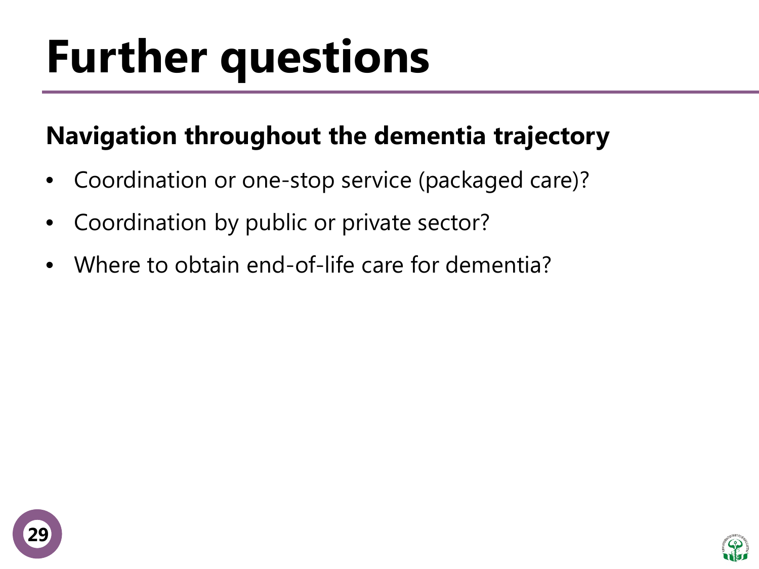# Further questions

## Navigation throughout the dementia trajectory

- Coordination or one-stop service (packaged care)?
- Coordination by public or private sector?
- Where to obtain end-of-life care for dementia?